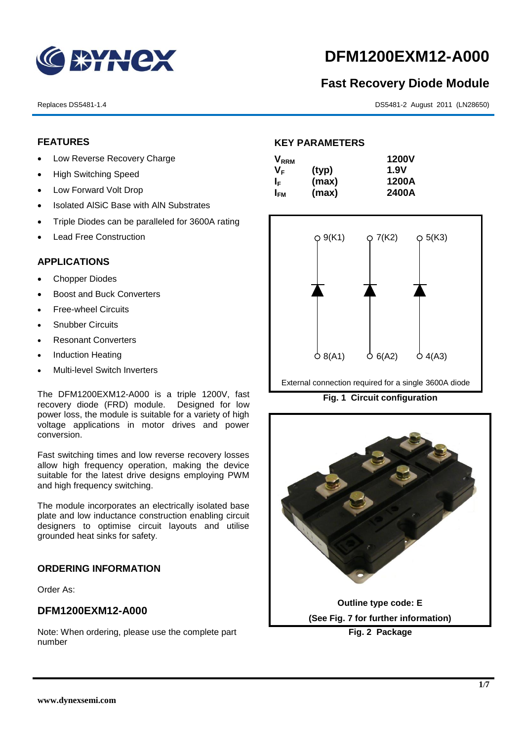# DFM1200EXM12-A000

## Fast Recovery Diode Module

Replaces DS5481-1.4

DS5481-2 August 2011 (LN28650)

## FEATURES

- Low Reverse Recovery Charge
- High Switching Speed
- Low Forward Volt Drop
- Isolated AlSiC Base with AlN Substrates
- Triple Diodes can be paralleled for 3600A rating
- Lead Free Construction

## APPLICATIONS

- Chopper Diodes
- Boost and Buck Converters
- Free-wheel Circuits
- Snubber Circuits
- Resonant Converters
- Induction Heating
- Multi-level Switch Inverters

The DFM1200EXM12-A000 is a triple 1200V, fast recovery diode (FRD) module. Designed for low power loss, the module is suitable for a variety of high voltage applications in motor drives and power conversion.

Fast switching times and low reverse recovery losses allow high frequency operation, making the device suitable for the latest drive designs employing PWM and high frequency switching.

The module incorporates an electrically isolated base plate and low inductance construction enabling circuit designers to optimise circuit layouts and utilise grounded heat sinks for safety.

## ORDERING INFORMATION

Order As:

### DFM1200EXM12-A000

Note: When ordering, please use the complete part number

## KEY PARAMETERS

| | | |
|---|---|---|
| $V_{RRM}$ | | 1200V |
| $V_F$ | (typ) | 1.9V |
| $I_F$ | (max) | 1200A |
| $I_{FM}$ | (max) | 2400A |

9(K1) 7(K2) 5(K3)

8(A1) 6(A2) 4(A3)

External connection required for a single 3600A diode

**Fig. 1 Circuit configuration**

**Outline type code: E**

**(See Fig. 7 for further information)**

**Fig. 2 Package**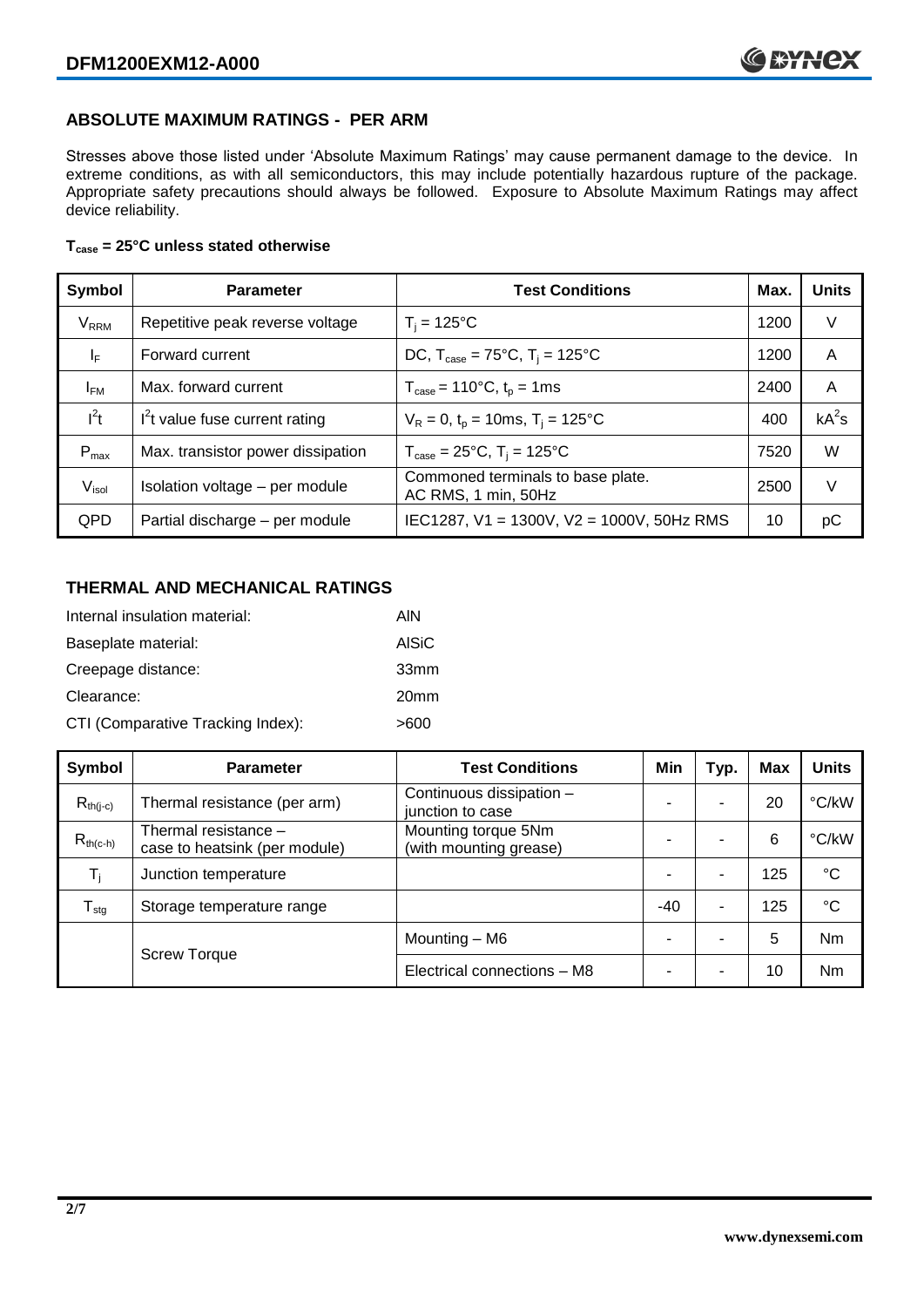## ABSOLUTE MAXIMUM RATINGS - PER ARM

Stresses above those listed under 'Absolute Maximum Ratings' may cause permanent damage to the device. In extreme conditions, as with all semiconductors, this may include potentially hazardous rupture of the package. Appropriate safety precautions should always be followed. Exposure to Absolute Maximum Ratings may affect device reliability.

**$T_{case}$ = 25°C unless stated otherwise**

| Symbol | Parameter | Test Conditions | Max. | Units |
|---|---|---|---|---|
| $V_{RRM}$ | Repetitive peak reverse voltage | $T_j$ = 125°C | 1200 | V |
| $I_F$ | Forward current | DC, $T_{case}$ = 75°C, $T_j$ = 125°C | 1200 | A |
| $I_{FM}$ | Max. forward current | $T_{case}$ = 110°C, $t_p$ = 1ms | 2400 | A |
| $I^2t$ | $I^2t$ value fuse current rating | $V_R$ = 0, $t_p$ = 10ms, $T_j$ = 125°C | 400 | $kA^2s$ |
| $P_{max}$ | Max. transistor power dissipation | $T_{case}$ = 25°C, $T_j$ = 125°C | 7520 | W |
| $V_{isol}$ | Isolation voltage – per module | Commoned terminals to base plate. AC RMS, 1 min, 50Hz | 2500 | V |
| QPD | Partial discharge – per module | IEC1287, V1 = 1300V, V2 = 1000V, 50Hz RMS | 10 | pC |

## THERMAL AND MECHANICAL RATINGS

Internal insulation material: AlN

Baseplate material: AlSiC

Creepage distance: 33mm

Clearance: 20mm

CTI (Comparative Tracking Index): >600

| Symbol | Parameter | Test Conditions | Min | Typ. | Max | Units |
|---|---|---|---|---|---|---|
| $R_{th(j-c)}$ | Thermal resistance (per arm) | Continuous dissipation – junction to case | - | - | 20 | °C/kW |
| $R_{th(c-h)}$ | Thermal resistance – case to heatsink (per module) | Mounting torque 5Nm (with mounting grease) | - | - | 6 | °C/kW |
| $T_j$ | Junction temperature | | - | - | 125 | °C |
| $T_{stg}$ | Storage temperature range | | -40 | - | 125 | °C |
| | Screw Torque | Mounting – M6 | - | - | 5 | Nm |
| | | Electrical connections – M8 | - | - | 10 | Nm |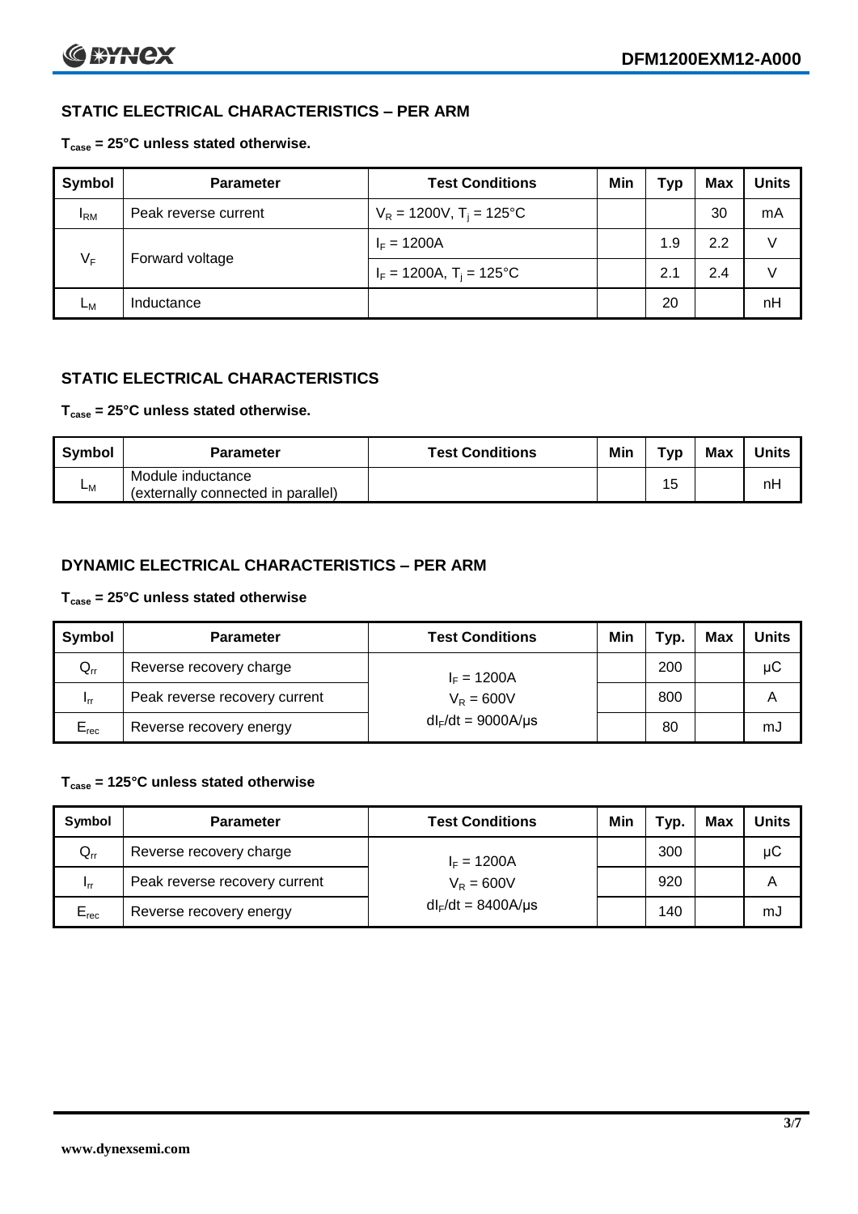## STATIC ELECTRICAL CHARACTERISTICS – PER ARM

**$T_{case}$ = 25°C unless stated otherwise.**

| Symbol | Parameter | Test Conditions | Min | Typ | Max | Units |
|---|---|---|---|---|---|---|
| $I_{RM}$ | Peak reverse current | $V_R$ = 1200V, $T_j$ = 125°C | | | 30 | mA |
| $V_F$ | Forward voltage | $I_F$ = 1200A | | 1.9 | 2.2 | V |
| | | $I_F$ = 1200A, $T_j$ = 125°C | | 2.1 | 2.4 | V |
| $L_M$ | Inductance | | | 20 | | nH |

## STATIC ELECTRICAL CHARACTERISTICS

**$T_{case}$ = 25°C unless stated otherwise.**

| Symbol | Parameter | Test Conditions | Min | Typ | Max | Units |
|---|---|---|---|---|---|---|
| $L_M$ | Module inductance (externally connected in parallel) | | | 15 | | nH |

## DYNAMIC ELECTRICAL CHARACTERISTICS – PER ARM

**$T_{case}$ = 25°C unless stated otherwise**

| Symbol | Parameter | Test Conditions | Min | Typ. | Max | Units |
|---|---|---|---|---|---|---|
| $Q_{rr}$ | Reverse recovery charge | $I_F$ = 1200A | | 200 | | μC |
| $I_{rr}$ | Peak reverse recovery current | $V_R$ = 600V | | 800 | | A |
| $E_{rec}$ | Reverse recovery energy | $dI_F/dt$ = 9000A/μs | | 80 | | mJ |

**$T_{case}$ = 125°C unless stated otherwise**

| Symbol | Parameter | Test Conditions | Min | Typ. | Max | Units |
|---|---|---|---|---|---|---|
| $Q_{rr}$ | Reverse recovery charge | $I_F$ = 1200A | | 300 | | μC |
| $I_{rr}$ | Peak reverse recovery current | $V_R$ = 600V | | 920 | | A |
| $E_{rec}$ | Reverse recovery energy | $dI_F/dt$ = 8400A/μs | | 140 | | mJ |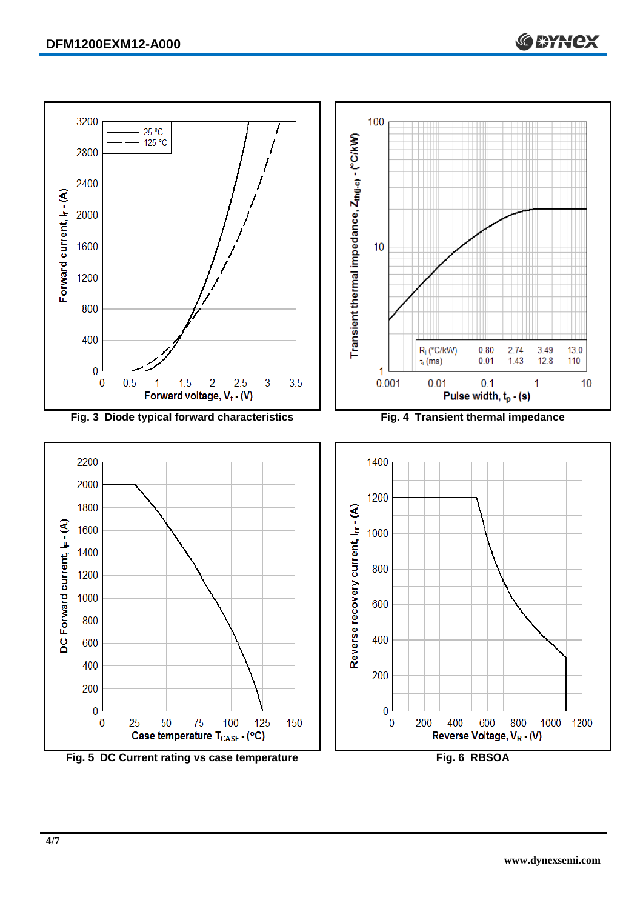Fig. 3 Diode typical forward characteristics

Fig. 4 Transient thermal impedance

| | | | | |
|---|---|---|---|---|
| $R_i$ (°C/kW) | 0.80 | 2.74 | 3.49 | 13.0 |
| $\tau_i$ (ms) | 0.01 | 1.43 | 12.8 | 110 |

Fig. 5 DC Current rating vs case temperature

Fig. 6 RBSOA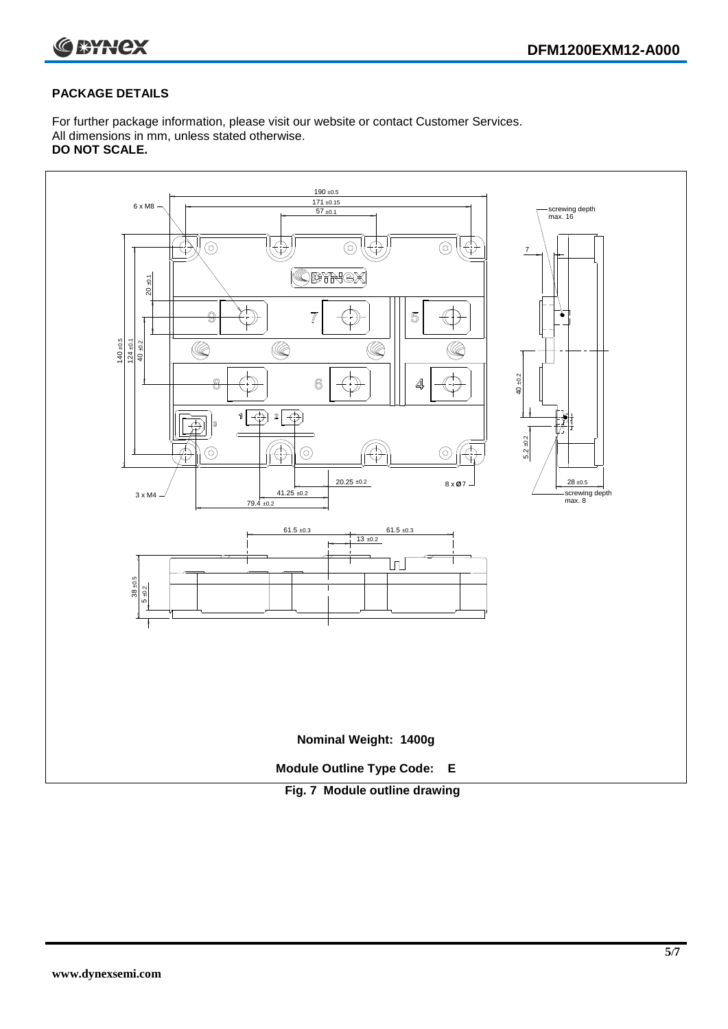## PACKAGE DETAILS

For further package information, please visit our website or contact Customer Services.
All dimensions in mm, unless stated otherwise.
**DO NOT SCALE.**

**Nominal Weight: 1400g**

**Module Outline Type Code: E**

**Fig. 7 Module outline drawing**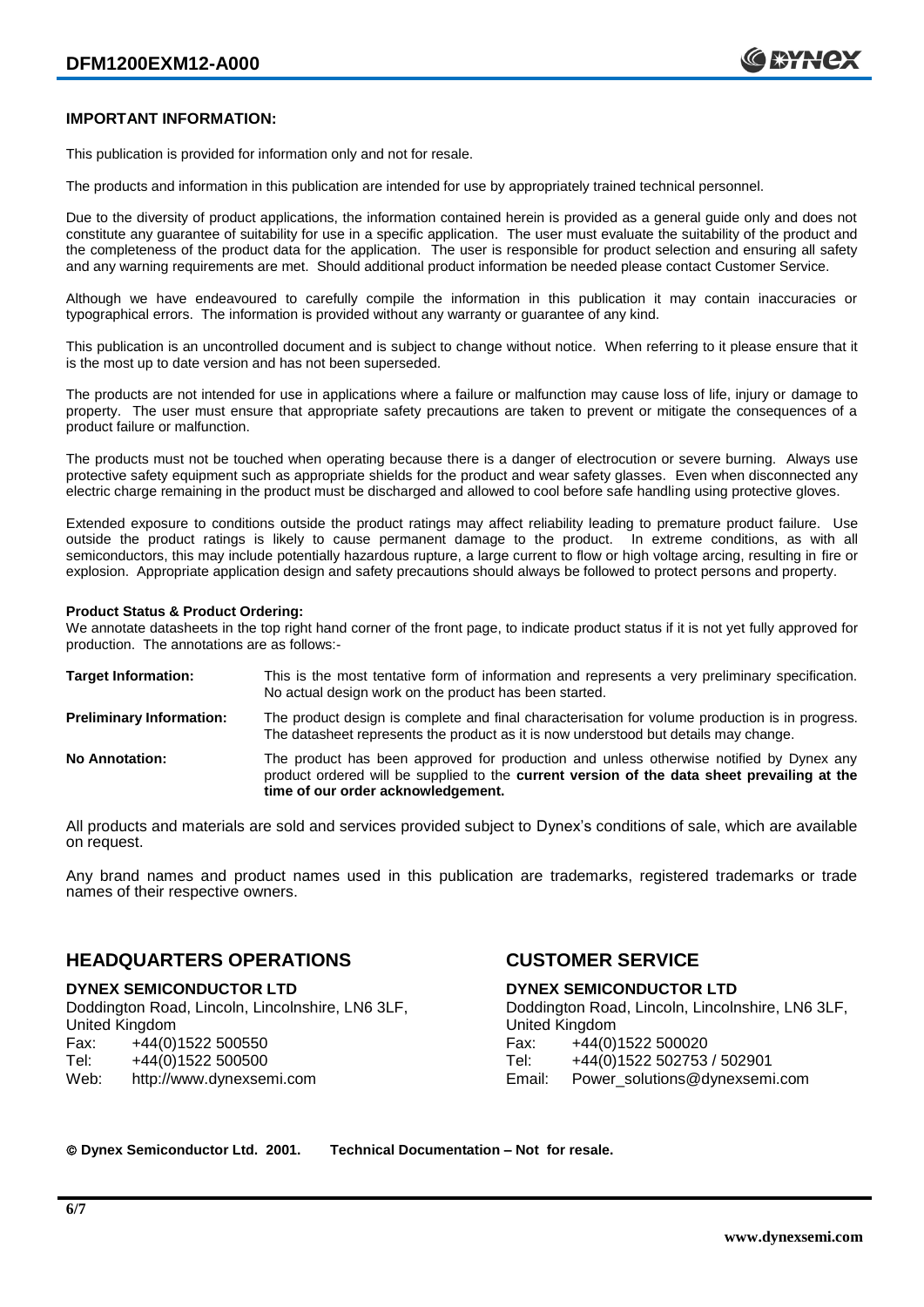## IMPORTANT INFORMATION:

This publication is provided for information only and not for resale.

The products and information in this publication are intended for use by appropriately trained technical personnel.

Due to the diversity of product applications, the information contained herein is provided as a general guide only and does not constitute any guarantee of suitability for use in a specific application. The user must evaluate the suitability of the product and the completeness of the product data for the application. The user is responsible for product selection and ensuring all safety and any warning requirements are met. Should additional product information be needed please contact Customer Service.

Although we have endeavoured to carefully compile the information in this publication it may contain inaccuracies or typographical errors. The information is provided without any warranty or guarantee of any kind.

This publication is an uncontrolled document and is subject to change without notice. When referring to it please ensure that it is the most up to date version and has not been superseded.

The products are not intended for use in applications where a failure or malfunction may cause loss of life, injury or damage to property. The user must ensure that appropriate safety precautions are taken to prevent or mitigate the consequences of a product failure or malfunction.

The products must not be touched when operating because there is a danger of electrocution or severe burning. Always use protective safety equipment such as appropriate shields for the product and wear safety glasses. Even when disconnected any electric charge remaining in the product must be discharged and allowed to cool before safe handling using protective gloves.

Extended exposure to conditions outside the product ratings may affect reliability leading to premature product failure. Use outside the product ratings is likely to cause permanent damage to the product. In extreme conditions, as with all semiconductors, this may include potentially hazardous rupture, a large current to flow or high voltage arcing, resulting in fire or explosion. Appropriate application design and safety precautions should always be followed to protect persons and property.

**Product Status & Product Ordering:**

We annotate datasheets in the top right hand corner of the front page, to indicate product status if it is not yet fully approved for production. The annotations are as follows:-

| | |
|---|---|
| **Target Information:** | This is the most tentative form of information and represents a very preliminary specification. No actual design work on the product has been started. |
| **Preliminary Information:** | The product design is complete and final characterisation for volume production is in progress. The datasheet represents the product as it is now understood but details may change. |
| **No Annotation:** | The product has been approved for production and unless otherwise notified by Dynex any product ordered will be supplied to the **current version of the data sheet prevailing at the time of our order acknowledgement.** |

All products and materials are sold and services provided subject to Dynex's conditions of sale, which are available on request.

Any brand names and product names used in this publication are trademarks, registered trademarks or trade names of their respective owners.

## HEADQUARTERS OPERATIONS

**DYNEX SEMICONDUCTOR LTD**
Doddington Road, Lincoln, Lincolnshire, LN6 3LF,
United Kingdom
Fax: +44(0)1522 500550
Tel: +44(0)1522 500500
Web: http://www.dynexsemi.com

## CUSTOMER SERVICE

**DYNEX SEMICONDUCTOR LTD**
Doddington Road, Lincoln, Lincolnshire, LN6 3LF,
United Kingdom
Fax: +44(0)1522 500020
Tel: +44(0)1522 502753 / 502901
Email: Power_solutions@dynexsemi.com

**© Dynex Semiconductor Ltd. 2001. Technical Documentation – Not for resale.**